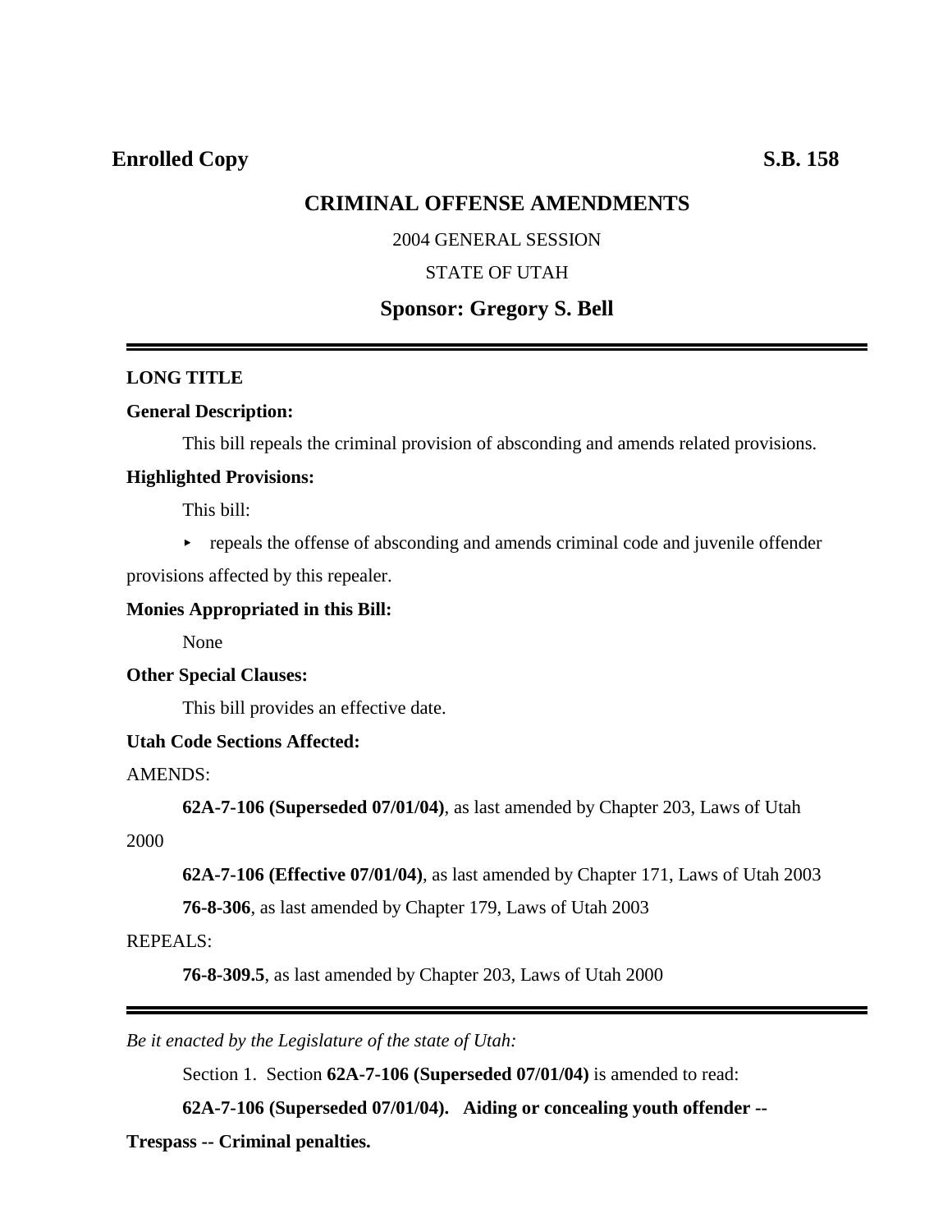**Enrolled Copy** **S.B. 158**

# CRIMINAL OFFENSE AMENDMENTS

2004 GENERAL SESSION

STATE OF UTAH

## Sponsor: Gregory S. Bell

---

**LONG TITLE**

**General Description:**

This bill repeals the criminal provision of absconding and amends related provisions.

**Highlighted Provisions:**

This bill:

- repeals the offense of absconding and amends criminal code and juvenile offender provisions affected by this repealer.

**Monies Appropriated in this Bill:**

None

**Other Special Clauses:**

This bill provides an effective date.

**Utah Code Sections Affected:**

AMENDS:

**62A-7-106 (Superseded 07/01/04)**, as last amended by Chapter 203, Laws of Utah 2000

**62A-7-106 (Effective 07/01/04)**, as last amended by Chapter 171, Laws of Utah 2003

**76-8-306**, as last amended by Chapter 179, Laws of Utah 2003

REPEALS:

**76-8-309.5**, as last amended by Chapter 203, Laws of Utah 2000

---

*Be it enacted by the Legislature of the state of Utah:*

Section 1. Section **62A-7-106 (Superseded 07/01/04)** is amended to read:

**62A-7-106 (Superseded 07/01/04). Aiding or concealing youth offender -- Trespass -- Criminal penalties.**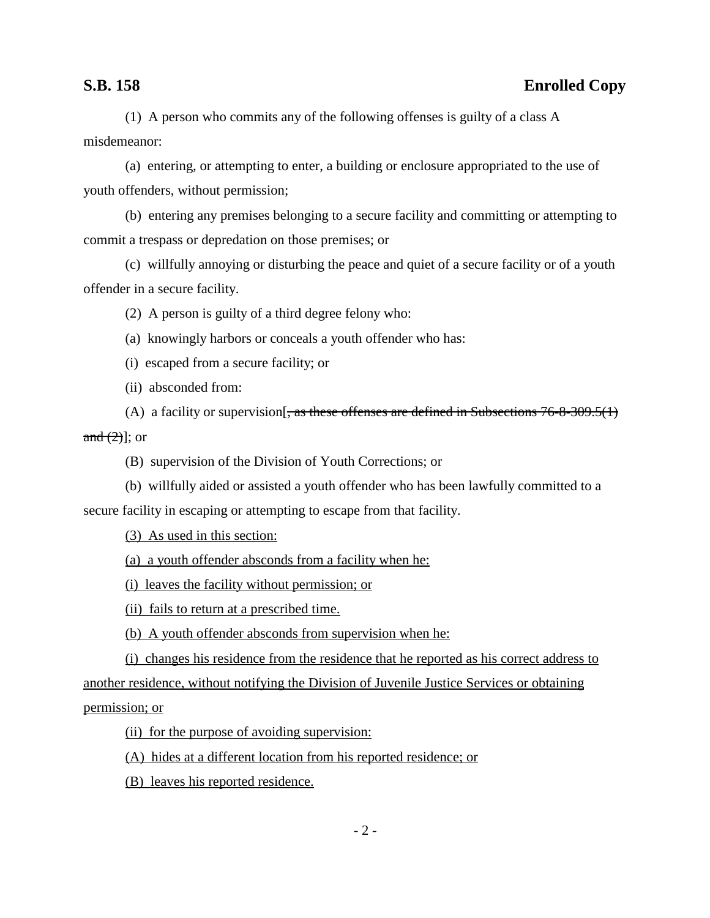(1) A person who commits any of the following offenses is guilty of a class A misdemeanor:

(a) entering, or attempting to enter, a building or enclosure appropriated to the use of youth offenders, without permission;

(b) entering any premises belonging to a secure facility and committing or attempting to commit a trespass or depredation on those premises; or

(c) willfully annoying or disturbing the peace and quiet of a secure facility or of a youth offender in a secure facility.

(2) A person is guilty of a third degree felony who:

(a) knowingly harbors or conceals a youth offender who has:

(i) escaped from a secure facility; or

(ii) absconded from:

(A) a facility or supervision[~~, as these offenses are defined in Subsections 76-8-309.5(1) and (2)~~]; or

(B) supervision of the Division of Youth Corrections; or

(b) willfully aided or assisted a youth offender who has been lawfully committed to a secure facility in escaping or attempting to escape from that facility.

<u>(3) As used in this section:</u>

<u>(a) a youth offender absconds from a facility when he:</u>

<u>(i) leaves the facility without permission; or</u>

<u>(ii) fails to return at a prescribed time.</u>

<u>(b) A youth offender absconds from supervision when he:</u>

<u>(i) changes his residence from the residence that he reported as his correct address to another residence, without notifying the Division of Juvenile Justice Services or obtaining permission; or</u>

<u>(ii) for the purpose of avoiding supervision:</u>

<u>(A) hides at a different location from his reported residence; or</u>

<u>(B) leaves his reported residence.</u>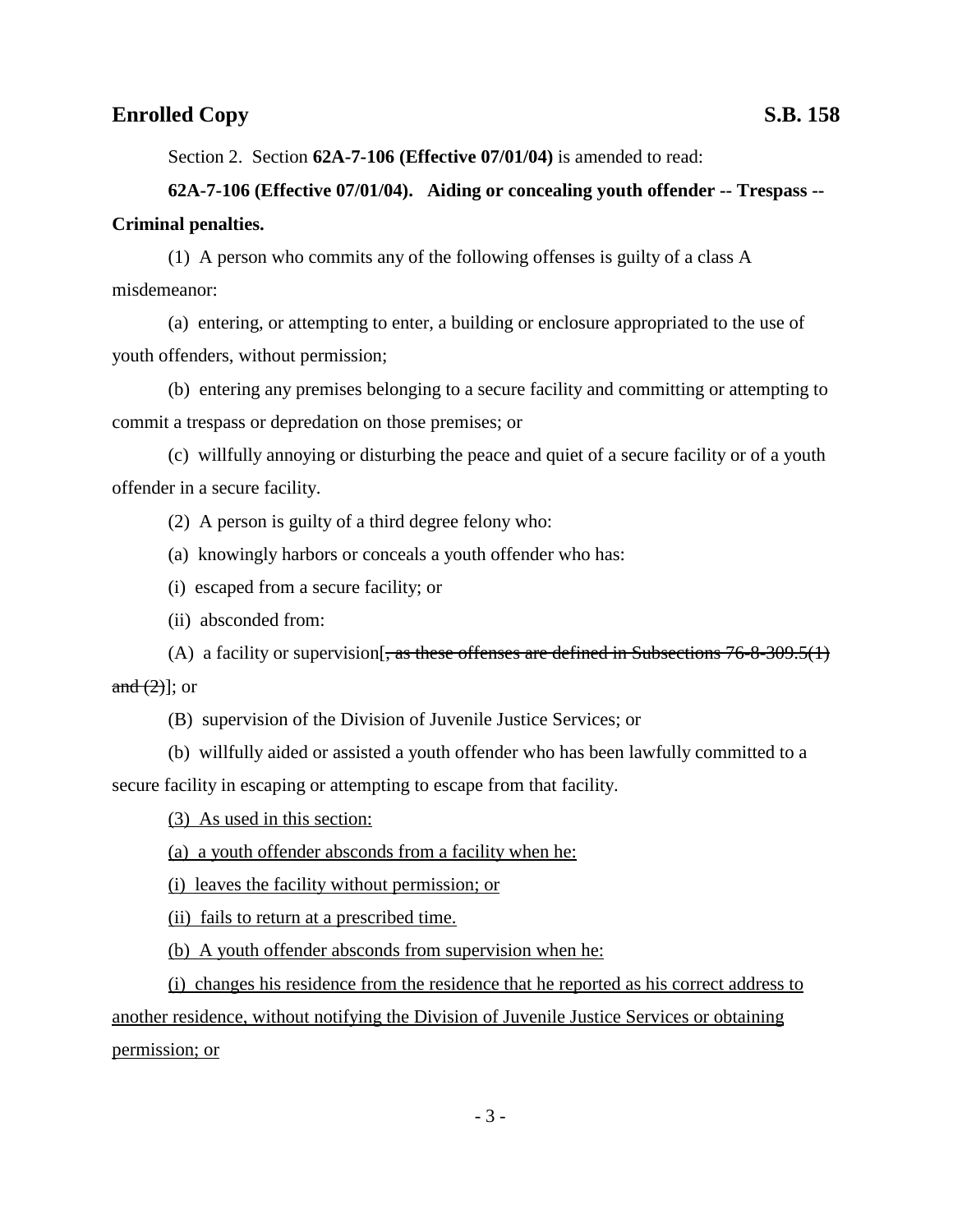Section 2. Section **62A-7-106 (Effective 07/01/04)** is amended to read:

**62A-7-106 (Effective 07/01/04). Aiding or concealing youth offender -- Trespass -- Criminal penalties.**

(1) A person who commits any of the following offenses is guilty of a class A misdemeanor:

(a) entering, or attempting to enter, a building or enclosure appropriated to the use of youth offenders, without permission;

(b) entering any premises belonging to a secure facility and committing or attempting to commit a trespass or depredation on those premises; or

(c) willfully annoying or disturbing the peace and quiet of a secure facility or of a youth offender in a secure facility.

(2) A person is guilty of a third degree felony who:

(a) knowingly harbors or conceals a youth offender who has:

(i) escaped from a secure facility; or

(ii) absconded from:

(A) a facility or supervision[~~, as these offenses are defined in Subsections 76-8-309.5(1) and (2)~~]; or

(B) supervision of the Division of Juvenile Justice Services; or

(b) willfully aided or assisted a youth offender who has been lawfully committed to a secure facility in escaping or attempting to escape from that facility.

<u>(3) As used in this section:</u>

<u>(a) a youth offender absconds from a facility when he:</u>

<u>(i) leaves the facility without permission; or</u>

<u>(ii) fails to return at a prescribed time.</u>

<u>(b) A youth offender absconds from supervision when he:</u>

<u>(i) changes his residence from the residence that he reported as his correct address to another residence, without notifying the Division of Juvenile Justice Services or obtaining permission; or</u>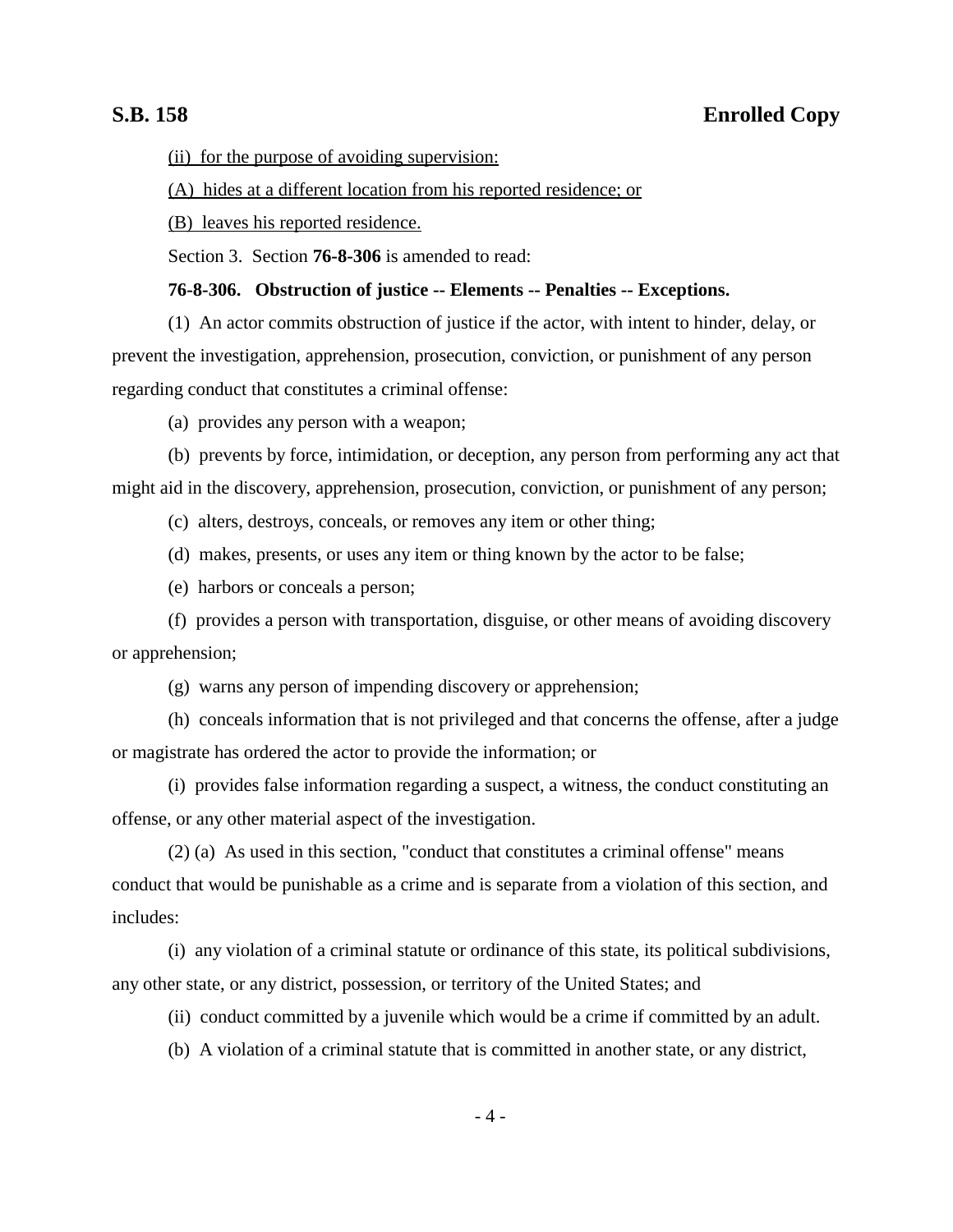(ii) for the purpose of avoiding supervision:

(A) hides at a different location from his reported residence; or

(B) leaves his reported residence.

Section 3. Section **76-8-306** is amended to read:

**76-8-306. Obstruction of justice -- Elements -- Penalties -- Exceptions.**

(1) An actor commits obstruction of justice if the actor, with intent to hinder, delay, or prevent the investigation, apprehension, prosecution, conviction, or punishment of any person regarding conduct that constitutes a criminal offense:

(a) provides any person with a weapon;

(b) prevents by force, intimidation, or deception, any person from performing any act that might aid in the discovery, apprehension, prosecution, conviction, or punishment of any person;

(c) alters, destroys, conceals, or removes any item or other thing;

(d) makes, presents, or uses any item or thing known by the actor to be false;

(e) harbors or conceals a person;

(f) provides a person with transportation, disguise, or other means of avoiding discovery or apprehension;

(g) warns any person of impending discovery or apprehension;

(h) conceals information that is not privileged and that concerns the offense, after a judge or magistrate has ordered the actor to provide the information; or

(i) provides false information regarding a suspect, a witness, the conduct constituting an offense, or any other material aspect of the investigation.

(2) (a) As used in this section, "conduct that constitutes a criminal offense" means conduct that would be punishable as a crime and is separate from a violation of this section, and includes:

(i) any violation of a criminal statute or ordinance of this state, its political subdivisions, any other state, or any district, possession, or territory of the United States; and

(ii) conduct committed by a juvenile which would be a crime if committed by an adult.

(b) A violation of a criminal statute that is committed in another state, or any district,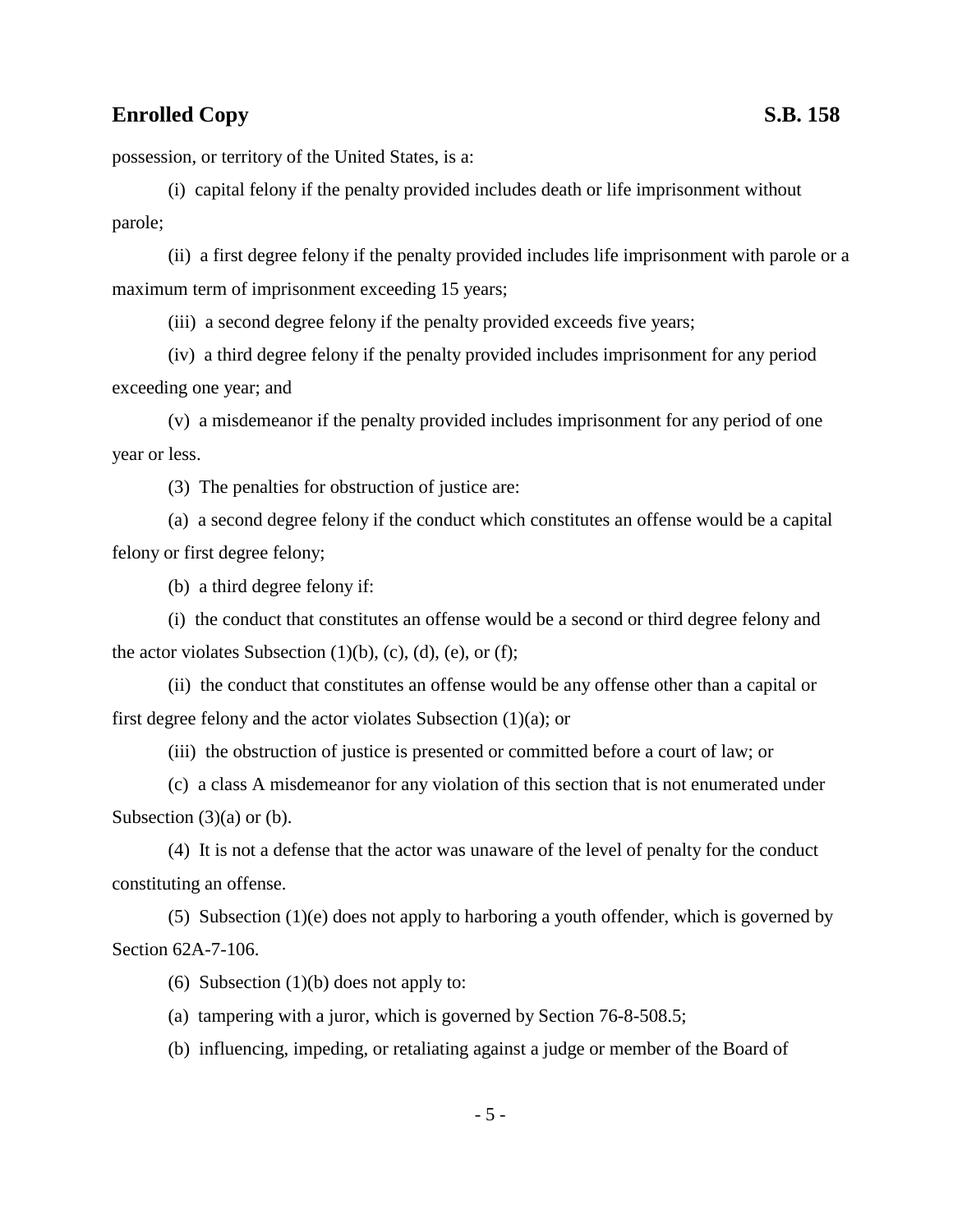possession, or territory of the United States, is a:

(i) capital felony if the penalty provided includes death or life imprisonment without parole;

(ii) a first degree felony if the penalty provided includes life imprisonment with parole or a maximum term of imprisonment exceeding 15 years;

(iii) a second degree felony if the penalty provided exceeds five years;

(iv) a third degree felony if the penalty provided includes imprisonment for any period exceeding one year; and

(v) a misdemeanor if the penalty provided includes imprisonment for any period of one year or less.

(3) The penalties for obstruction of justice are:

(a) a second degree felony if the conduct which constitutes an offense would be a capital felony or first degree felony;

(b) a third degree felony if:

(i) the conduct that constitutes an offense would be a second or third degree felony and the actor violates Subsection (1)(b), (c), (d), (e), or (f);

(ii) the conduct that constitutes an offense would be any offense other than a capital or first degree felony and the actor violates Subsection (1)(a); or

(iii) the obstruction of justice is presented or committed before a court of law; or

(c) a class A misdemeanor for any violation of this section that is not enumerated under Subsection (3)(a) or (b).

(4) It is not a defense that the actor was unaware of the level of penalty for the conduct constituting an offense.

(5) Subsection (1)(e) does not apply to harboring a youth offender, which is governed by Section 62A-7-106.

(6) Subsection (1)(b) does not apply to:

(a) tampering with a juror, which is governed by Section 76-8-508.5;

(b) influencing, impeding, or retaliating against a judge or member of the Board of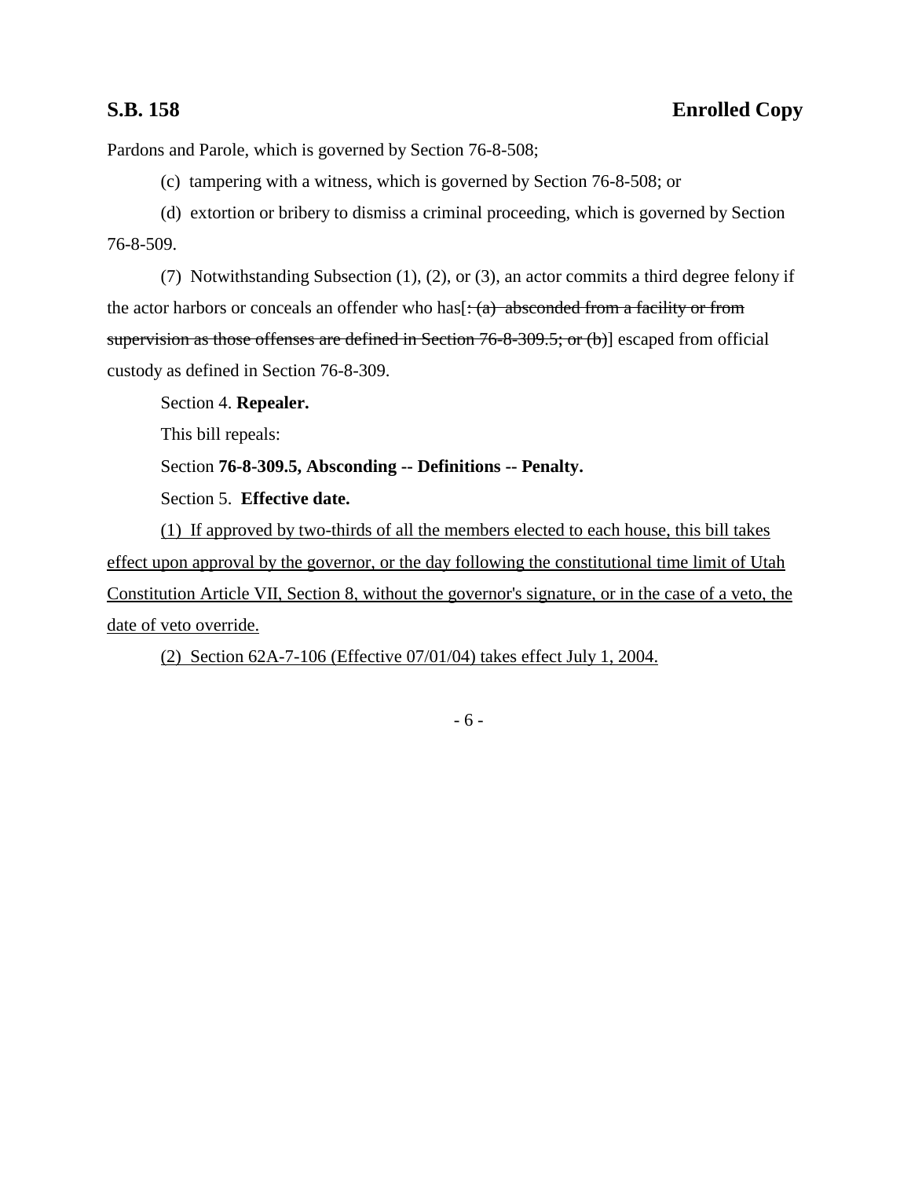Pardons and Parole, which is governed by Section 76-8-508;

(c) tampering with a witness, which is governed by Section 76-8-508; or

(d) extortion or bribery to dismiss a criminal proceeding, which is governed by Section 76-8-509.

(7) Notwithstanding Subsection (1), (2), or (3), an actor commits a third degree felony if the actor harbors or conceals an offender who has[~~: (a) absconded from a facility or from supervision as those offenses are defined in Section 76-8-309.5; or (b)~~] escaped from official custody as defined in Section 76-8-309.

Section 4. **Repealer.**

This bill repeals:

Section **76-8-309.5, Absconding -- Definitions -- Penalty.**

Section 5. **Effective date.**

<u>(1) If approved by two-thirds of all the members elected to each house, this bill takes effect upon approval by the governor, or the day following the constitutional time limit of Utah Constitution Article VII, Section 8, without the governor's signature, or in the case of a veto, the date of veto override.</u>

<u>(2) Section 62A-7-106 (Effective 07/01/04) takes effect July 1, 2004.</u>